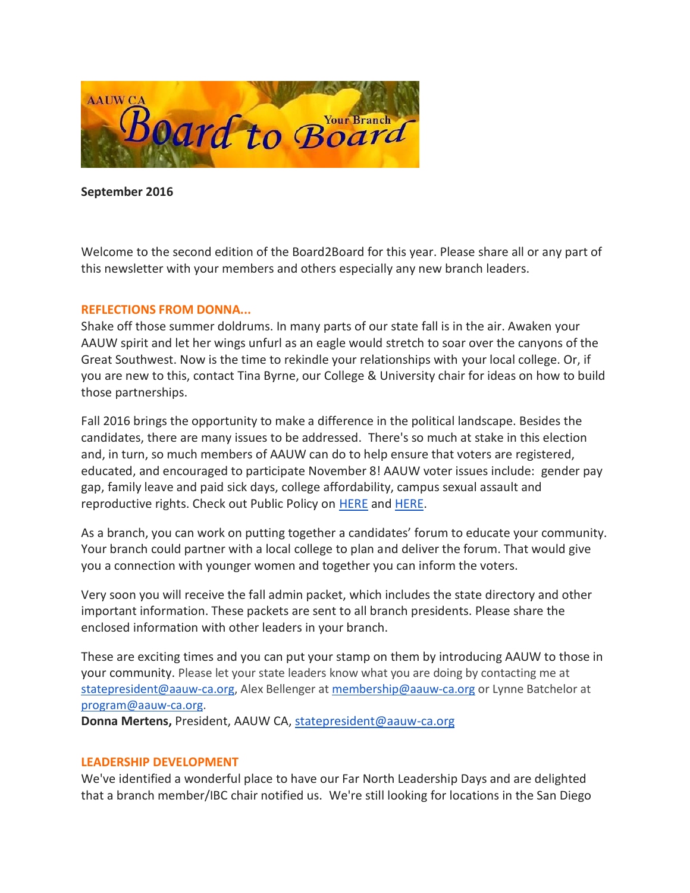AAUW CA Board to Board Your Branch

**September 2016**

Welcome to the second edition of the Board2Board for this year. Please share all or any part of this newsletter with your members and others especially any new branch leaders.

## REFLECTIONS FROM DONNA...

Shake off those summer doldrums. In many parts of our state fall is in the air. Awaken your AAUW spirit and let her wings unfurl as an eagle would stretch to soar over the canyons of the Great Southwest. Now is the time to rekindle your relationships with your local college. Or, if you are new to this, contact Tina Byrne, our College & University chair for ideas on how to build those partnerships.

Fall 2016 brings the opportunity to make a difference in the political landscape. Besides the candidates, there are many issues to be addressed. There's so much at stake in this election and, in turn, so much members of AAUW can do to help ensure that voters are registered, educated, and encouraged to participate November 8! AAUW voter issues include: gender pay gap, family leave and paid sick days, college affordability, campus sexual assault and reproductive rights. Check out Public Policy on HERE and HERE.

As a branch, you can work on putting together a candidates' forum to educate your community. Your branch could partner with a local college to plan and deliver the forum. That would give you a connection with younger women and together you can inform the voters.

Very soon you will receive the fall admin packet, which includes the state directory and other important information. These packets are sent to all branch presidents. Please share the enclosed information with other leaders in your branch.

These are exciting times and you can put your stamp on them by introducing AAUW to those in your community. Please let your state leaders know what you are doing by contacting me at statepresident@aauw-ca.org, Alex Bellenger at membership@aauw-ca.org or Lynne Batchelor at program@aauw-ca.org.

**Donna Mertens,** President, AAUW CA, statepresident@aauw-ca.org

## LEADERSHIP DEVELOPMENT

We've identified a wonderful place to have our Far North Leadership Days and are delighted that a branch member/IBC chair notified us. We're still looking for locations in the San Diego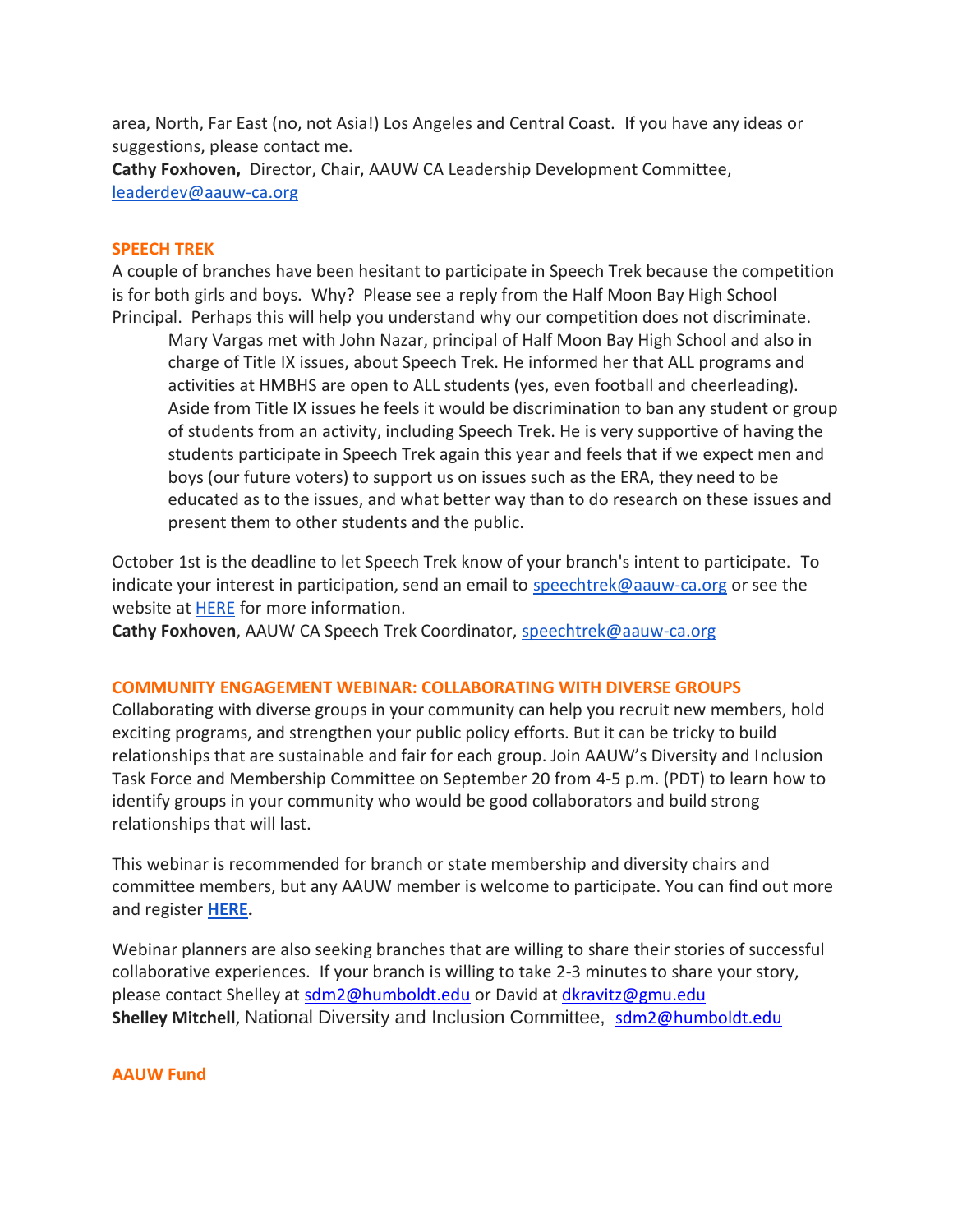area, North, Far East (no, not Asia!) Los Angeles and Central Coast. If you have any ideas or suggestions, please contact me.
**Cathy Foxhoven,** Director, Chair, AAUW CA Leadership Development Committee, leaderdev@aauw-ca.org

## SPEECH TREK

A couple of branches have been hesitant to participate in Speech Trek because the competition is for both girls and boys. Why? Please see a reply from the Half Moon Bay High School Principal. Perhaps this will help you understand why our competition does not discriminate.

> Mary Vargas met with John Nazar, principal of Half Moon Bay High School and also in charge of Title IX issues, about Speech Trek. He informed her that ALL programs and activities at HMBHS are open to ALL students (yes, even football and cheerleading). Aside from Title IX issues he feels it would be discrimination to ban any student or group of students from an activity, including Speech Trek. He is very supportive of having the students participate in Speech Trek again this year and feels that if we expect men and boys (our future voters) to support us on issues such as the ERA, they need to be educated as to the issues, and what better way than to do research on these issues and present them to other students and the public.

October 1st is the deadline to let Speech Trek know of your branch's intent to participate. To indicate your interest in participation, send an email to speechtrek@aauw-ca.org or see the website at HERE for more information.
**Cathy Foxhoven**, AAUW CA Speech Trek Coordinator, speechtrek@aauw-ca.org

## COMMUNITY ENGAGEMENT WEBINAR: COLLABORATING WITH DIVERSE GROUPS

Collaborating with diverse groups in your community can help you recruit new members, hold exciting programs, and strengthen your public policy efforts. But it can be tricky to build relationships that are sustainable and fair for each group. Join AAUW's Diversity and Inclusion Task Force and Membership Committee on September 20 from 4-5 p.m. (PDT) to learn how to identify groups in your community who would be good collaborators and build strong relationships that will last.

This webinar is recommended for branch or state membership and diversity chairs and committee members, but any AAUW member is welcome to participate. You can find out more and register **HERE.**

Webinar planners are also seeking branches that are willing to share their stories of successful collaborative experiences. If your branch is willing to take 2-3 minutes to share your story, please contact Shelley at sdm2@humboldt.edu or David at dkravitz@gmu.edu
**Shelley Mitchell**, National Diversity and Inclusion Committee, sdm2@humboldt.edu

## AAUW Fund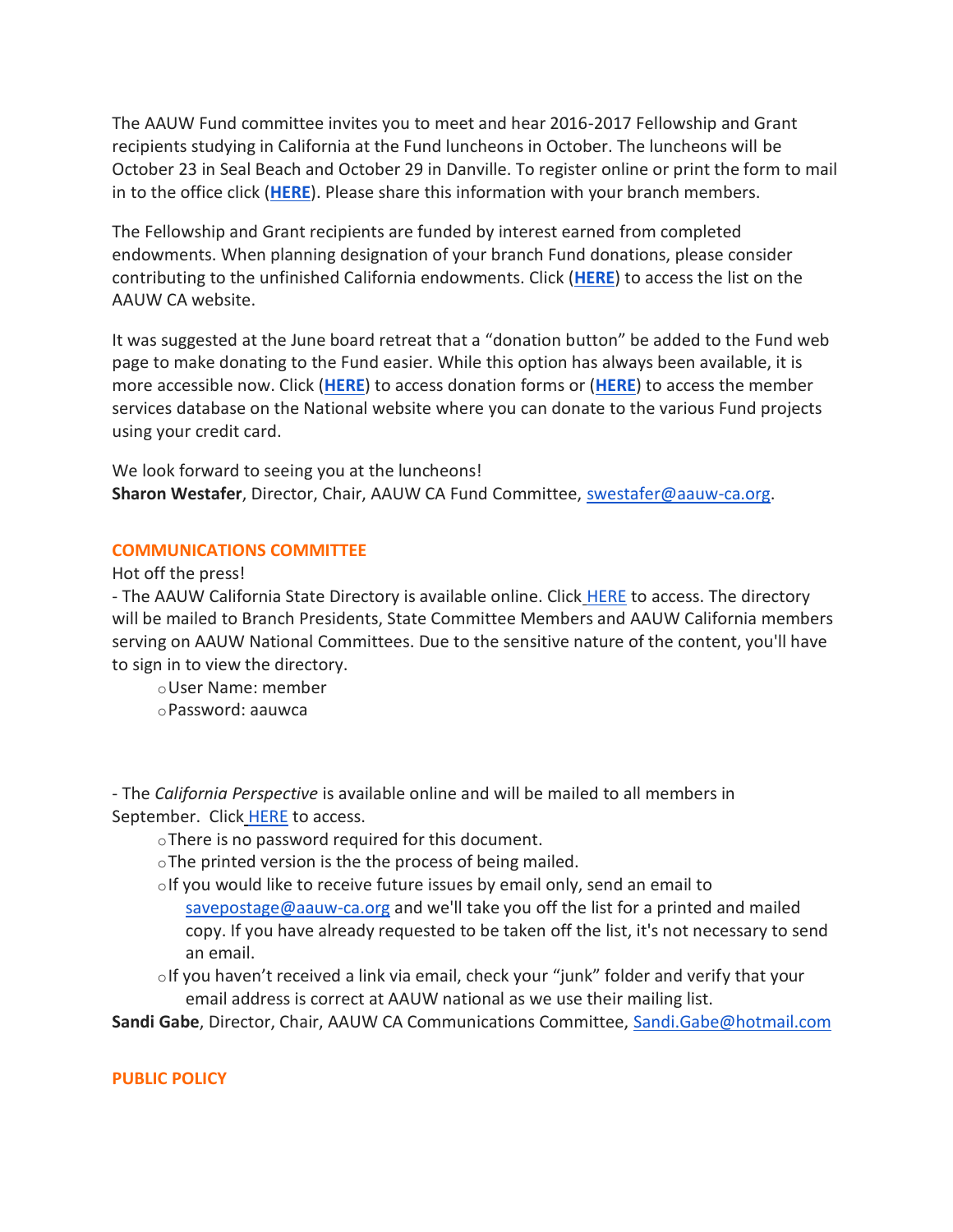The AAUW Fund committee invites you to meet and hear 2016-2017 Fellowship and Grant recipients studying in California at the Fund luncheons in October. The luncheons will be October 23 in Seal Beach and October 29 in Danville. To register online or print the form to mail in to the office click (**HERE**). Please share this information with your branch members.

The Fellowship and Grant recipients are funded by interest earned from completed endowments. When planning designation of your branch Fund donations, please consider contributing to the unfinished California endowments. Click (**HERE**) to access the list on the AAUW CA website.

It was suggested at the June board retreat that a "donation button" be added to the Fund web page to make donating to the Fund easier. While this option has always been available, it is more accessible now. Click (**HERE**) to access donation forms or (**HERE**) to access the member services database on the National website where you can donate to the various Fund projects using your credit card.

We look forward to seeing you at the luncheons!
**Sharon Westafer**, Director, Chair, AAUW CA Fund Committee, swestafer@aauw-ca.org.

## COMMUNICATIONS COMMITTEE

Hot off the press!

- The AAUW California State Directory is available online. Click HERE to access. The directory will be mailed to Branch Presidents, State Committee Members and AAUW California members serving on AAUW National Committees. Due to the sensitive nature of the content, you'll have to sign in to view the directory.
  - User Name: member
  - Password: aauwca

- The *California Perspective* is available online and will be mailed to all members in September. Click HERE to access.
  - There is no password required for this document.
  - The printed version is the the process of being mailed.
  - If you would like to receive future issues by email only, send an email to savepostage@aauw-ca.org and we'll take you off the list for a printed and mailed copy. If you have already requested to be taken off the list, it's not necessary to send an email.
  - If you haven't received a link via email, check your "junk" folder and verify that your email address is correct at AAUW national as we use their mailing list.

**Sandi Gabe**, Director, Chair, AAUW CA Communications Committee, Sandi.Gabe@hotmail.com

## PUBLIC POLICY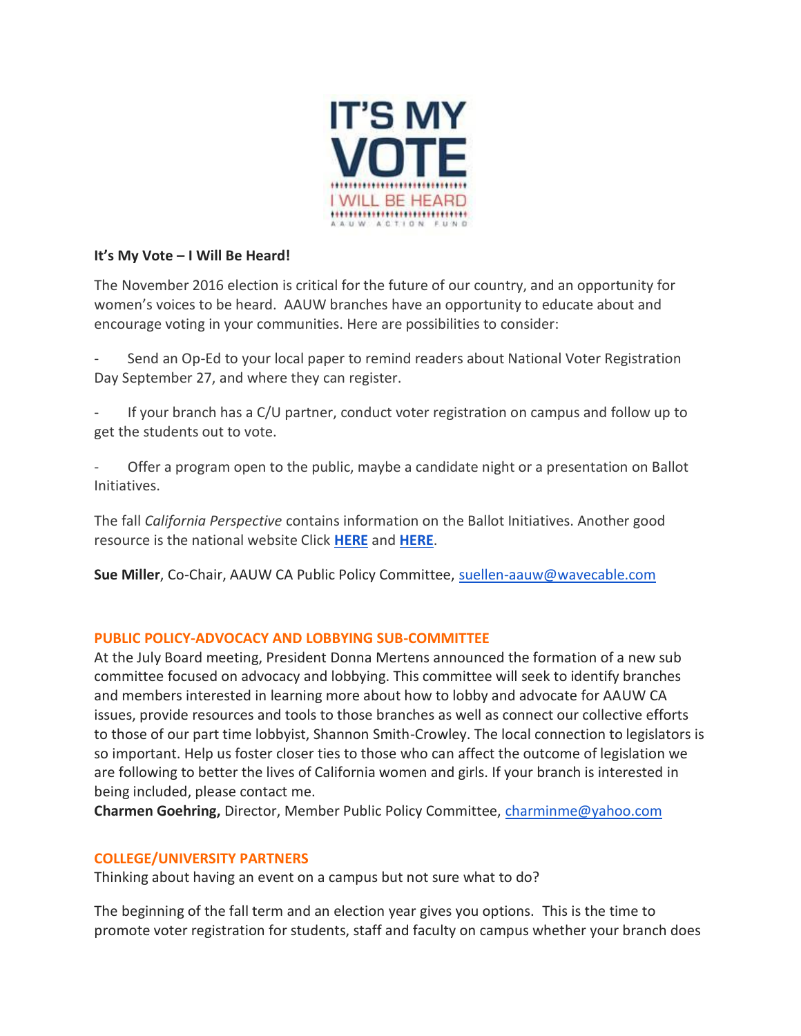IT'S MY VOTE

I WILL BE HEARD

AAUW ACTION FUND

**It's My Vote – I Will Be Heard!**

The November 2016 election is critical for the future of our country, and an opportunity for women's voices to be heard. AAUW branches have an opportunity to educate about and encourage voting in your communities. Here are possibilities to consider:

- Send an Op-Ed to your local paper to remind readers about National Voter Registration Day September 27, and where they can register.

- If your branch has a C/U partner, conduct voter registration on campus and follow up to get the students out to vote.

- Offer a program open to the public, maybe a candidate night or a presentation on Ballot Initiatives.

The fall *California Perspective* contains information on the Ballot Initiatives. Another good resource is the national website Click **HERE** and **HERE**.

**Sue Miller**, Co-Chair, AAUW CA Public Policy Committee, suellen-aauw@wavecable.com

### PUBLIC POLICY-ADVOCACY AND LOBBYING SUB-COMMITTEE

At the July Board meeting, President Donna Mertens announced the formation of a new sub committee focused on advocacy and lobbying. This committee will seek to identify branches and members interested in learning more about how to lobby and advocate for AAUW CA issues, provide resources and tools to those branches as well as connect our collective efforts to those of our part time lobbyist, Shannon Smith-Crowley. The local connection to legislators is so important. Help us foster closer ties to those who can affect the outcome of legislation we are following to better the lives of California women and girls. If your branch is interested in being included, please contact me.
**Charmen Goehring,** Director, Member Public Policy Committee, charminme@yahoo.com

### COLLEGE/UNIVERSITY PARTNERS

Thinking about having an event on a campus but not sure what to do?

The beginning of the fall term and an election year gives you options. This is the time to promote voter registration for students, staff and faculty on campus whether your branch does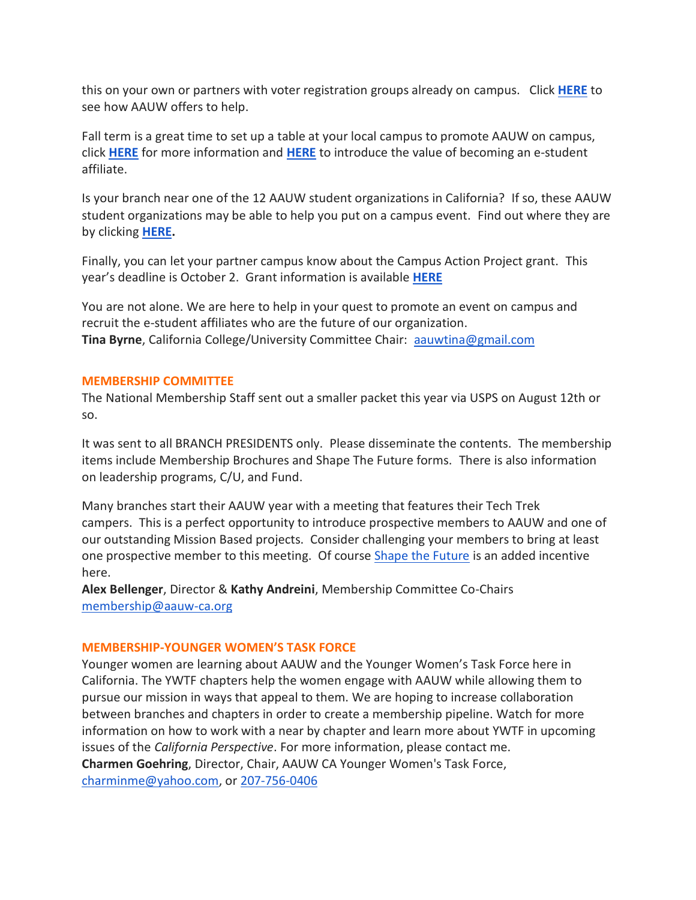this on your own or partners with voter registration groups already on campus. Click **HERE** to see how AAUW offers to help.

Fall term is a great time to set up a table at your local campus to promote AAUW on campus, click **HERE** for more information and **HERE** to introduce the value of becoming an e-student affiliate.

Is your branch near one of the 12 AAUW student organizations in California? If so, these AAUW student organizations may be able to help you put on a campus event. Find out where they are by clicking **HERE.**

Finally, you can let your partner campus know about the Campus Action Project grant. This year's deadline is October 2. Grant information is available **HERE**

You are not alone. We are here to help in your quest to promote an event on campus and recruit the e-student affiliates who are the future of our organization.
**Tina Byrne**, California College/University Committee Chair: aauwtina@gmail.com

### MEMBERSHIP COMMITTEE

The National Membership Staff sent out a smaller packet this year via USPS on August 12th or so.

It was sent to all BRANCH PRESIDENTS only. Please disseminate the contents. The membership items include Membership Brochures and Shape The Future forms. There is also information on leadership programs, C/U, and Fund.

Many branches start their AAUW year with a meeting that features their Tech Trek campers. This is a perfect opportunity to introduce prospective members to AAUW and one of our outstanding Mission Based projects. Consider challenging your members to bring at least one prospective member to this meeting. Of course Shape the Future is an added incentive here.
**Alex Bellenger**, Director & **Kathy Andreini**, Membership Committee Co-Chairs
membership@aauw-ca.org

### MEMBERSHIP-YOUNGER WOMEN'S TASK FORCE

Younger women are learning about AAUW and the Younger Women's Task Force here in California. The YWTF chapters help the women engage with AAUW while allowing them to pursue our mission in ways that appeal to them. We are hoping to increase collaboration between branches and chapters in order to create a membership pipeline. Watch for more information on how to work with a near by chapter and learn more about YWTF in upcoming issues of the *California Perspective*. For more information, please contact me.
**Charmen Goehring**, Director, Chair, AAUW CA Younger Women's Task Force, charminme@yahoo.com, or 207-756-0406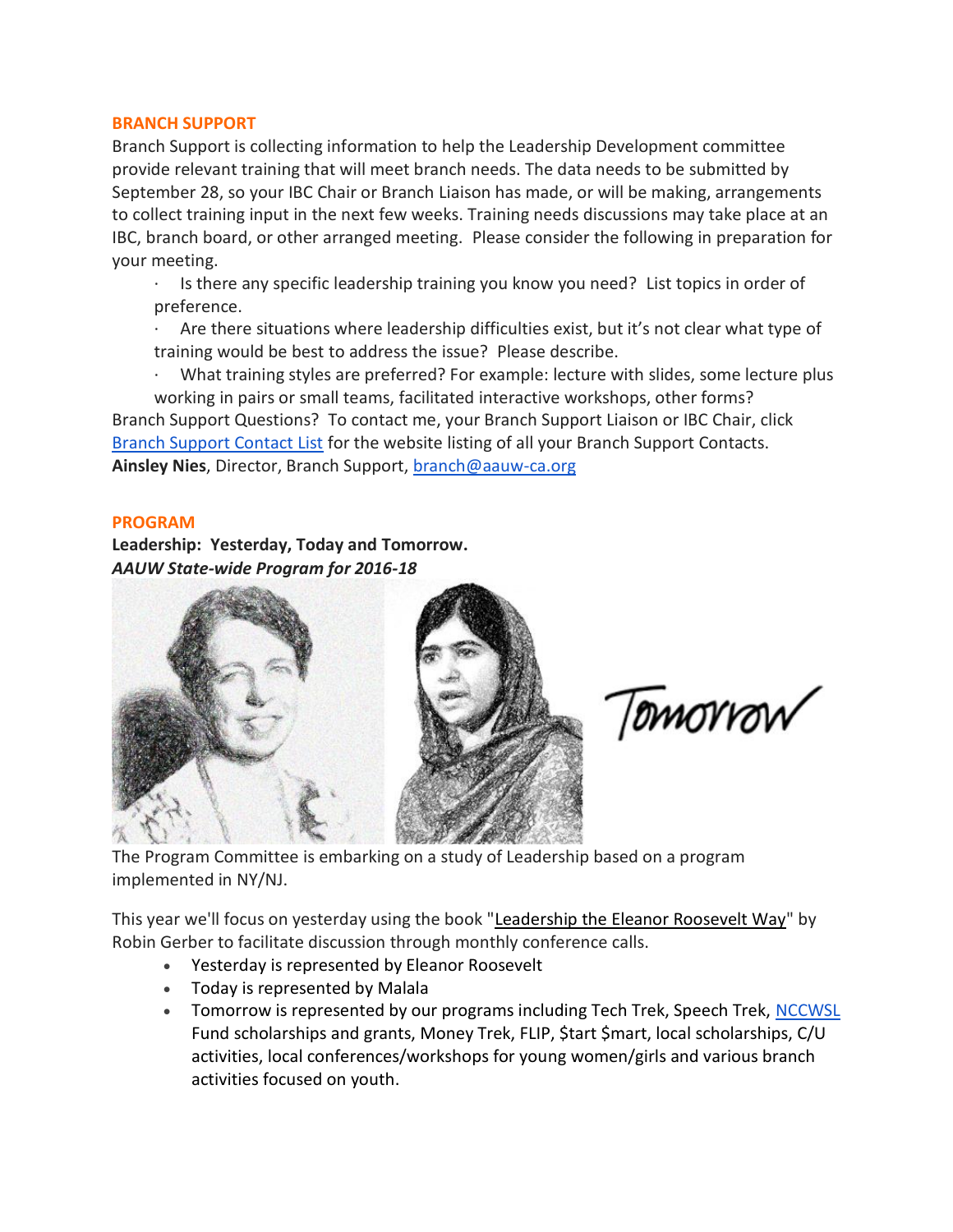## BRANCH SUPPORT

Branch Support is collecting information to help the Leadership Development committee provide relevant training that will meet branch needs. The data needs to be submitted by September 28, so your IBC Chair or Branch Liaison has made, or will be making, arrangements to collect training input in the next few weeks. Training needs discussions may take place at an IBC, branch board, or other arranged meeting. Please consider the following in preparation for your meeting.

- Is there any specific leadership training you know you need? List topics in order of preference.
- Are there situations where leadership difficulties exist, but it's not clear what type of training would be best to address the issue? Please describe.
- What training styles are preferred? For example: lecture with slides, some lecture plus working in pairs or small teams, facilitated interactive workshops, other forms?

Branch Support Questions? To contact me, your Branch Support Liaison or IBC Chair, click Branch Support Contact List for the website listing of all your Branch Support Contacts.
**Ainsley Nies**, Director, Branch Support, branch@aauw-ca.org

## PROGRAM

**Leadership: Yesterday, Today and Tomorrow.**
***AAUW State-wide Program for 2016-18***

Tomorrow

The Program Committee is embarking on a study of Leadership based on a program implemented in NY/NJ.

This year we'll focus on yesterday using the book "Leadership the Eleanor Roosevelt Way" by Robin Gerber to facilitate discussion through monthly conference calls.

- Yesterday is represented by Eleanor Roosevelt
- Today is represented by Malala
- Tomorrow is represented by our programs including Tech Trek, Speech Trek, NCCWSL Fund scholarships and grants, Money Trek, FLIP, $tart $mart, local scholarships, C/U activities, local conferences/workshops for young women/girls and various branch activities focused on youth.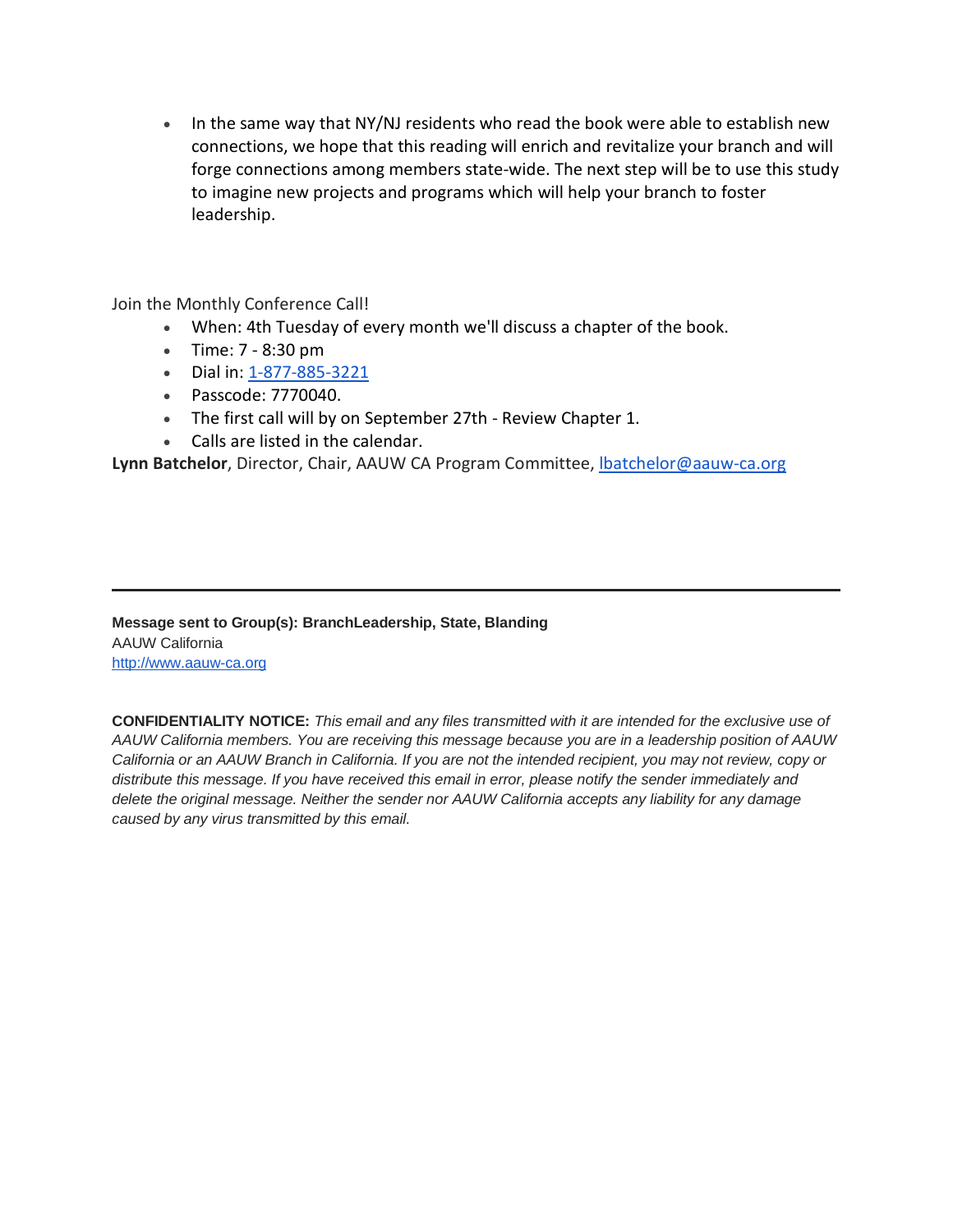- In the same way that NY/NJ residents who read the book were able to establish new connections, we hope that this reading will enrich and revitalize your branch and will forge connections among members state-wide. The next step will be to use this study to imagine new projects and programs which will help your branch to foster leadership.

Join the Monthly Conference Call!

- When: 4th Tuesday of every month we'll discuss a chapter of the book.
- Time: 7 - 8:30 pm
- Dial in: 1-877-885-3221
- Passcode: 7770040.
- The first call will by on September 27th - Review Chapter 1.
- Calls are listed in the calendar.

**Lynn Batchelor**, Director, Chair, AAUW CA Program Committee, lbatchelor@aauw-ca.org

---

**Message sent to Group(s): BranchLeadership, State, Blanding**
AAUW California
http://www.aauw-ca.org

**CONFIDENTIALITY NOTICE:** *This email and any files transmitted with it are intended for the exclusive use of AAUW California members. You are receiving this message because you are in a leadership position of AAUW California or an AAUW Branch in California. If you are not the intended recipient, you may not review, copy or distribute this message. If you have received this email in error, please notify the sender immediately and delete the original message. Neither the sender nor AAUW California accepts any liability for any damage caused by any virus transmitted by this email.*